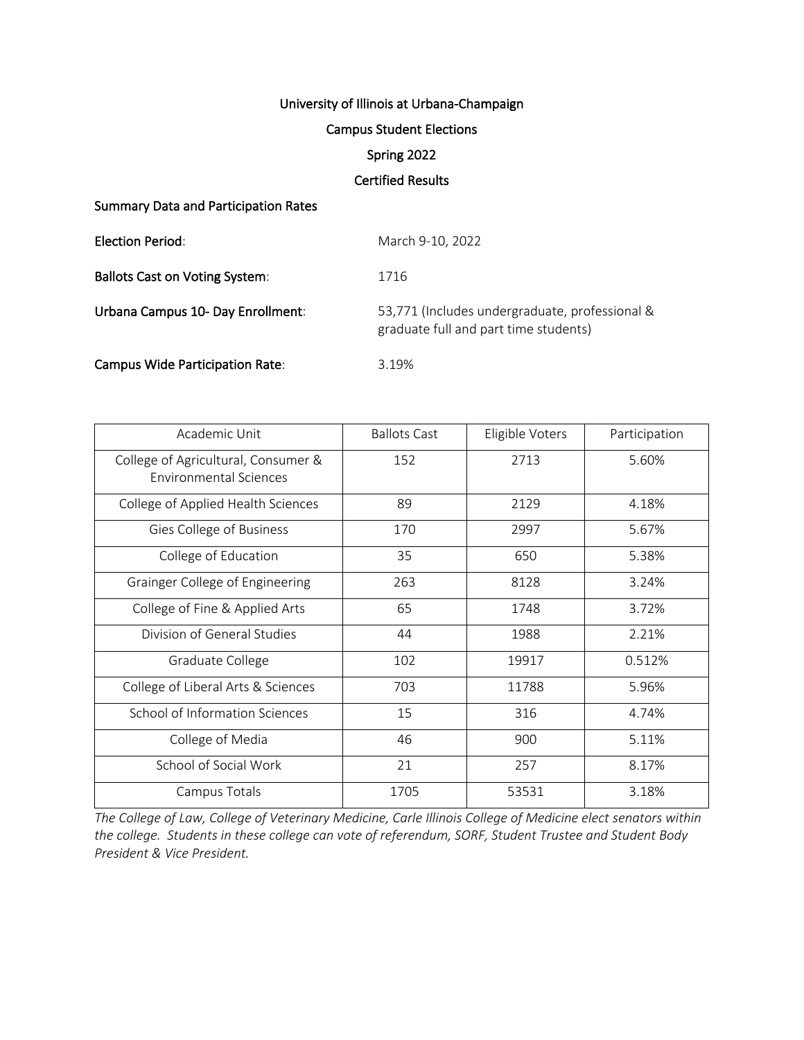# University of Illinois at Urbana-Champaign

## Campus Student Elections

## Spring 2022

## Certified Results

### Summary Data and Participation Rates

**Election Period**: March 9-10, 2022

**Ballots Cast on Voting System**: 1716

**Urbana Campus 10- Day Enrollment**: 53,771 (Includes undergraduate, professional & graduate full and part time students)

**Campus Wide Participation Rate**: 3.19%

| Academic Unit | Ballots Cast | Eligible Voters | Participation |
|---|---|---|---|
| College of Agricultural, Consumer & Environmental Sciences | 152 | 2713 | 5.60% |
| College of Applied Health Sciences | 89 | 2129 | 4.18% |
| Gies College of Business | 170 | 2997 | 5.67% |
| College of Education | 35 | 650 | 5.38% |
| Grainger College of Engineering | 263 | 8128 | 3.24% |
| College of Fine & Applied Arts | 65 | 1748 | 3.72% |
| Division of General Studies | 44 | 1988 | 2.21% |
| Graduate College | 102 | 19917 | 0.512% |
| College of Liberal Arts & Sciences | 703 | 11788 | 5.96% |
| School of Information Sciences | 15 | 316 | 4.74% |
| College of Media | 46 | 900 | 5.11% |
| School of Social Work | 21 | 257 | 8.17% |
| Campus Totals | 1705 | 53531 | 3.18% |

*The College of Law, College of Veterinary Medicine, Carle Illinois College of Medicine elect senators within the college. Students in these college can vote of referendum, SORF, Student Trustee and Student Body President & Vice President.*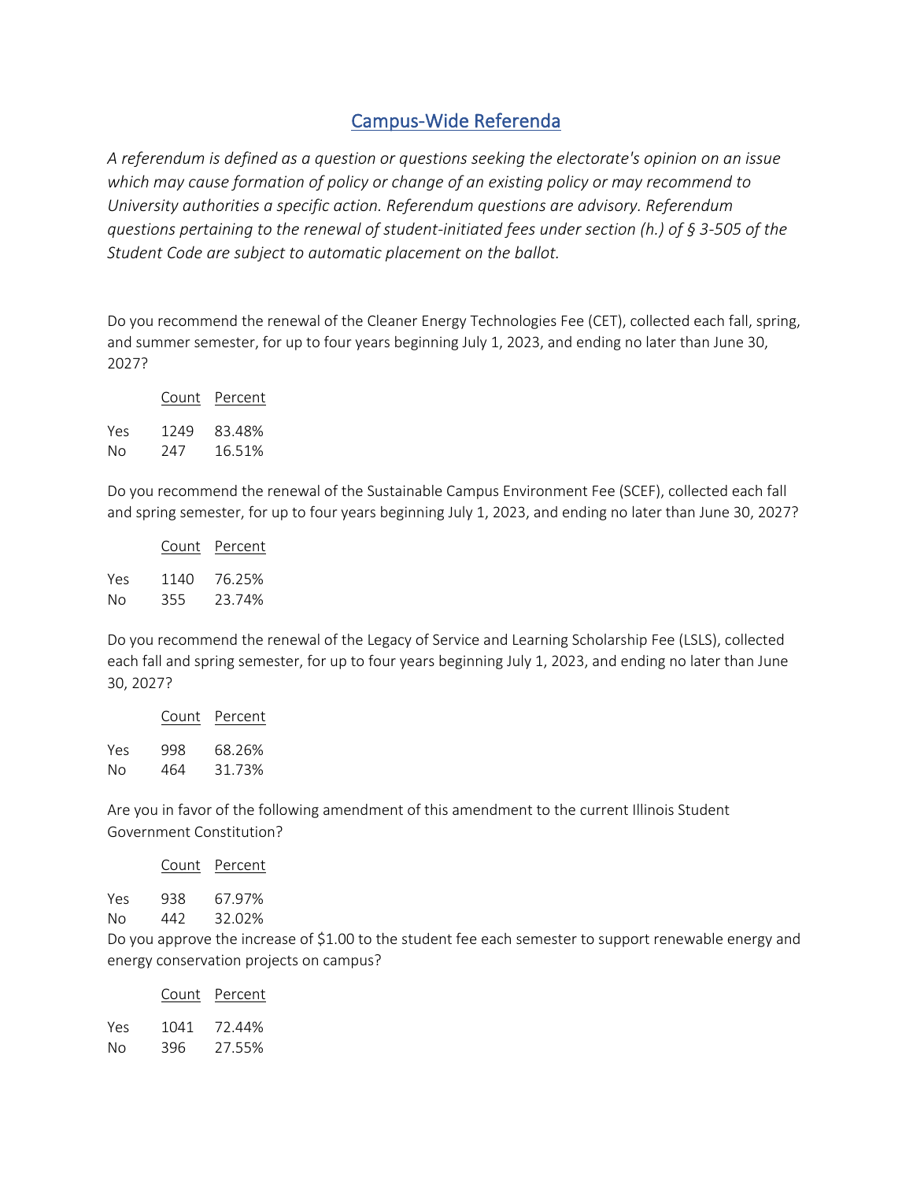## Campus-Wide Referenda

*A referendum is defined as a question or questions seeking the electorate's opinion on an issue which may cause formation of policy or change of an existing policy or may recommend to University authorities a specific action. Referendum questions are advisory. Referendum questions pertaining to the renewal of student-initiated fees under section (h.) of § 3-505 of the Student Code are subject to automatic placement on the ballot.*

Do you recommend the renewal of the Cleaner Energy Technologies Fee (CET), collected each fall, spring, and summer semester, for up to four years beginning July 1, 2023, and ending no later than June 30, 2027?

| | Count | Percent |
|---|---|---|
| Yes | 1249 | 83.48% |
| No | 247 | 16.51% |

Do you recommend the renewal of the Sustainable Campus Environment Fee (SCEF), collected each fall and spring semester, for up to four years beginning July 1, 2023, and ending no later than June 30, 2027?

| | Count | Percent |
|---|---|---|
| Yes | 1140 | 76.25% |
| No | 355 | 23.74% |

Do you recommend the renewal of the Legacy of Service and Learning Scholarship Fee (LSLS), collected each fall and spring semester, for up to four years beginning July 1, 2023, and ending no later than June 30, 2027?

| | Count | Percent |
|---|---|---|
| Yes | 998 | 68.26% |
| No | 464 | 31.73% |

Are you in favor of the following amendment of this amendment to the current Illinois Student Government Constitution?

| | Count | Percent |
|---|---|---|
| Yes | 938 | 67.97% |
| No | 442 | 32.02% |

Do you approve the increase of $1.00 to the student fee each semester to support renewable energy and energy conservation projects on campus?

| | Count | Percent |
|---|---|---|
| Yes | 1041 | 72.44% |
| No | 396 | 27.55% |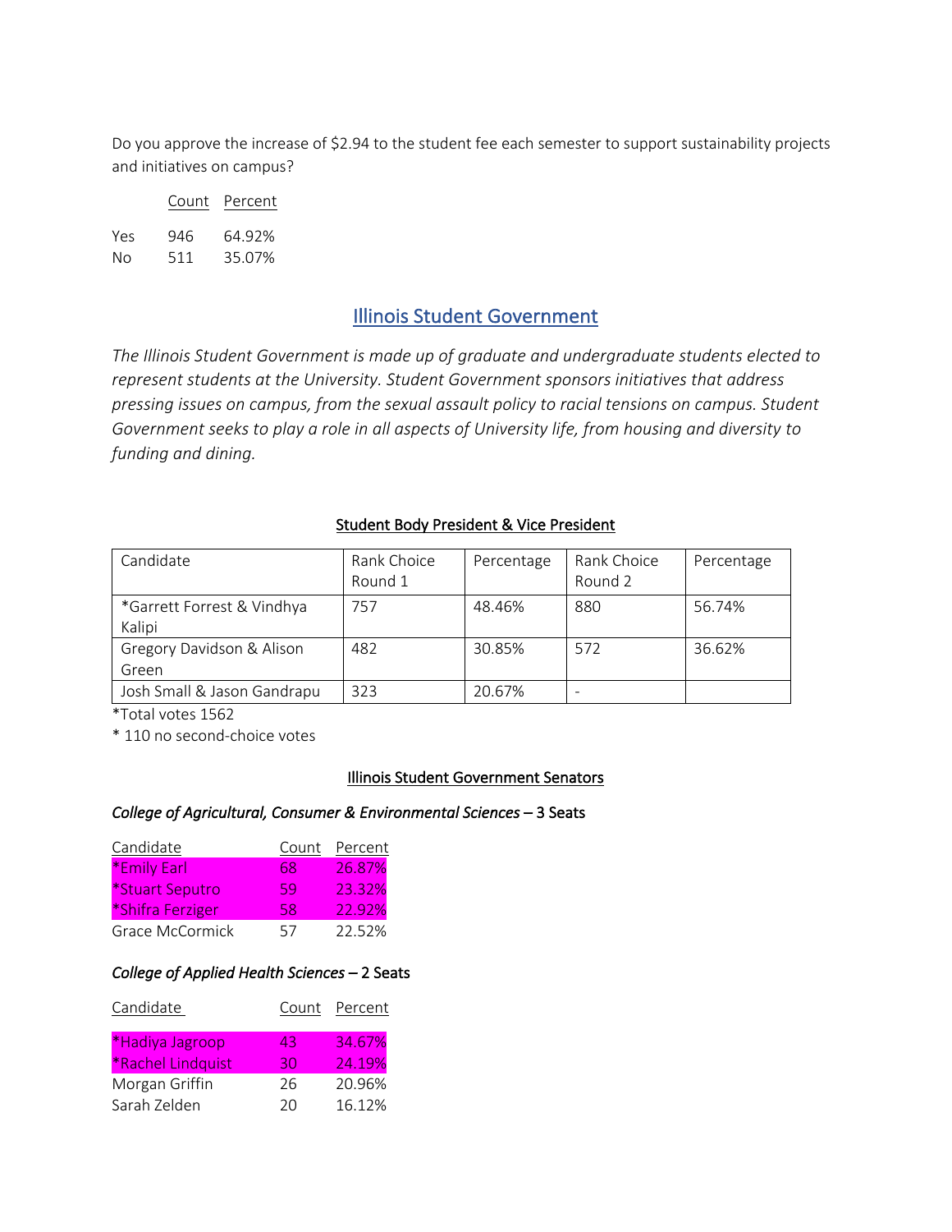Do you approve the increase of $2.94 to the student fee each semester to support sustainability projects and initiatives on campus?

| | Count | Percent |
|---|---|---|
| Yes | 946 | 64.92% |
| No | 511 | 35.07% |

## Illinois Student Government

*The Illinois Student Government is made up of graduate and undergraduate students elected to represent students at the University. Student Government sponsors initiatives that address pressing issues on campus, from the sexual assault policy to racial tensions on campus. Student Government seeks to play a role in all aspects of University life, from housing and diversity to funding and dining.*

### Student Body President & Vice President

| Candidate | Rank Choice Round 1 | Percentage | Rank Choice Round 2 | Percentage |
|---|---|---|---|---|
| *Garrett Forrest & Vindhya Kalipi | 757 | 48.46% | 880 | 56.74% |
| Gregory Davidson & Alison Green | 482 | 30.85% | 572 | 36.62% |
| Josh Small & Jason Gandrapu | 323 | 20.67% | - | |

*Total votes 1562

* 110 no second-choice votes

### Illinois Student Government Senators

*College of Agricultural, Consumer & Environmental Sciences* – 3 Seats

| Candidate | Count | Percent |
|---|---|---|
| *Emily Earl | 68 | 26.87% |
| *Stuart Seputro | 59 | 23.32% |
| *Shifra Ferziger | 58 | 22.92% |
| Grace McCormick | 57 | 22.52% |

*College of Applied Health Sciences* – 2 Seats

| Candidate | Count | Percent |
|---|---|---|
| *Hadiya Jagroop | 43 | 34.67% |
| *Rachel Lindquist | 30 | 24.19% |
| Morgan Griffin | 26 | 20.96% |
| Sarah Zelden | 20 | 16.12% |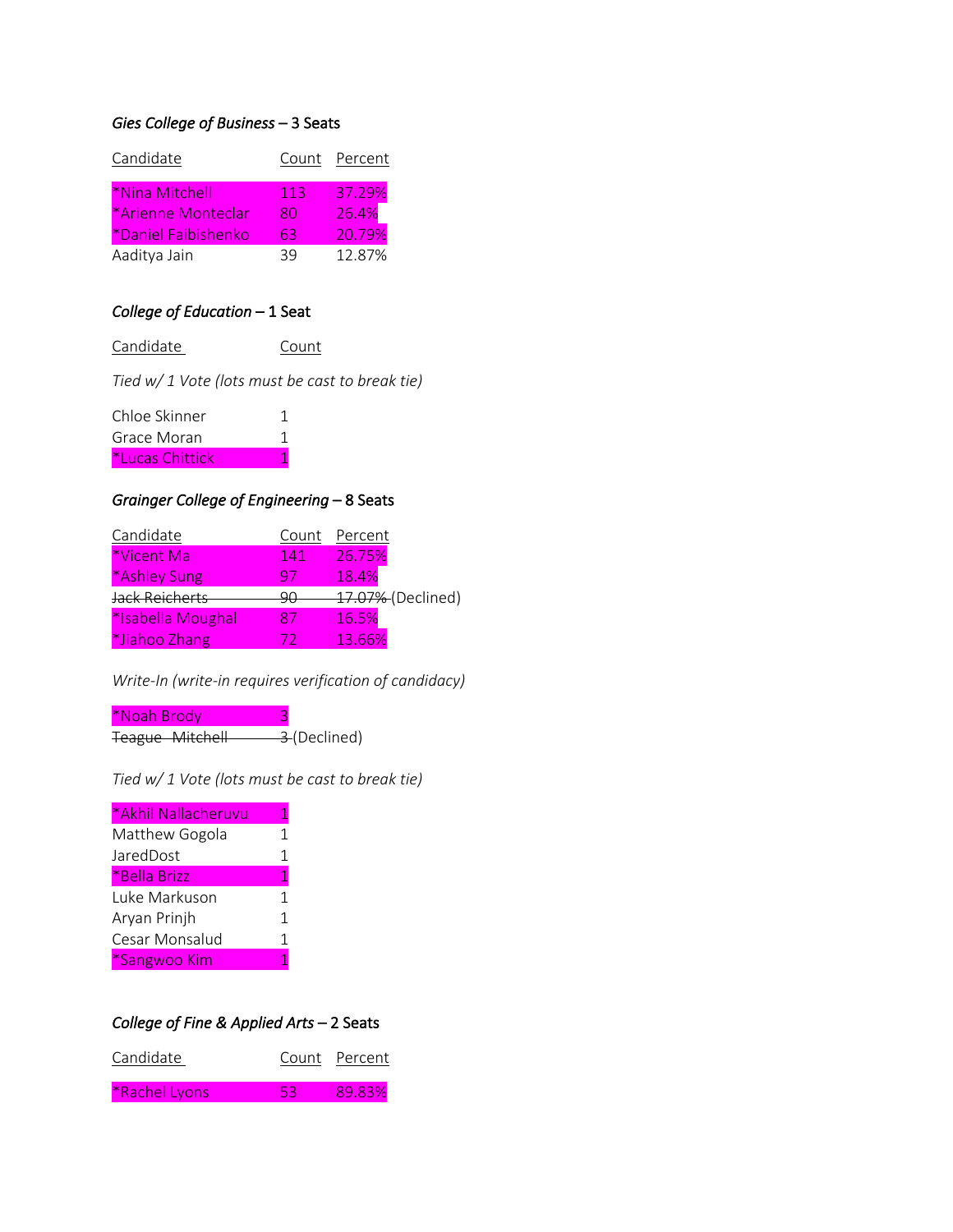*Gies College of Business* – 3 Seats

| Candidate | Count | Percent |
|---|---|---|
| *Nina Mitchell | 113 | 37.29% |
| *Arienne Monteclar | 80 | 26.4% |
| *Daniel Faibishenko | 63 | 20.79% |
| Aaditya Jain | 39 | 12.87% |

*College of Education* – 1 Seat

| Candidate | Count |
|---|---|

*Tied w/ 1 Vote (lots must be cast to break tie)*

| | |
|---|---|
| Chloe Skinner | 1 |
| Grace Moran | 1 |
| *Lucas Chittick | 1 |

*Grainger College of Engineering* – 8 Seats

| Candidate | Count | Percent |
|---|---|---|
| *Vicent Ma | 141 | 26.75% |
| *Ashley Sung | 97 | 18.4% |
| ~~Jack Reicherts~~ | ~~90~~ | ~~17.07%~~ (Declined) |
| *Isabella Moughal | 87 | 16.5% |
| *Jiahoo Zhang | 72 | 13.66% |

*Write-In (write-in requires verification of candidacy)*

| | |
|---|---|
| *Noah Brody | 3 |
| ~~Teague Mitchell~~ | ~~3~~ (Declined) |

*Tied w/ 1 Vote (lots must be cast to break tie)*

| | |
|---|---|
| *Akhil Nallacheruvu | 1 |
| Matthew Gogola | 1 |
| JaredDost | 1 |
| *Bella Brizz | 1 |
| Luke Markuson | 1 |
| Aryan Prinjh | 1 |
| Cesar Monsalud | 1 |
| *Sangwoo Kim | 1 |

*College of Fine & Applied Arts* – 2 Seats

| Candidate | Count | Percent |
|---|---|---|
| *Rachel Lyons | 53 | 89.83% |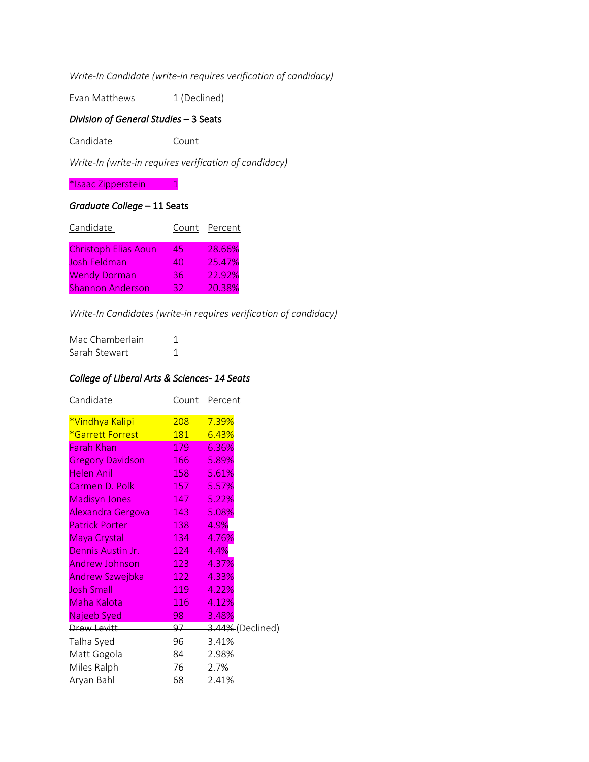*Write-In Candidate (write-in requires verification of candidacy)*

~~Evan Matthews 1~~ (Declined)

***Division of General Studies*** **– 3 Seats**

| Candidate | Count |
|---|---|

*Write-In (write-in requires verification of candidacy)*

| | |
|---|---|
| *Isaac Zipperstein | 1 |

***Graduate College*** **– 11 Seats**

| Candidate | Count | Percent |
|---|---|---|
| Christoph Elias Aoun | 45 | 28.66% |
| Josh Feldman | 40 | 25.47% |
| Wendy Dorman | 36 | 22.92% |
| Shannon Anderson | 32 | 20.38% |

*Write-In Candidates (write-in requires verification of candidacy)*

| | |
|---|---|
| Mac Chamberlain | 1 |
| Sarah Stewart | 1 |

***College of Liberal Arts & Sciences- 14 Seats***

| Candidate | Count | Percent |
|---|---|---|
| *Vindhya Kalipi | 208 | 7.39% |
| *Garrett Forrest | 181 | 6.43% |
| Farah Khan | 179 | 6.36% |
| Gregory Davidson | 166 | 5.89% |
| Helen Anil | 158 | 5.61% |
| Carmen D. Polk | 157 | 5.57% |
| Madisyn Jones | 147 | 5.22% |
| Alexandra Gergova | 143 | 5.08% |
| Patrick Porter | 138 | 4.9% |
| Maya Crystal | 134 | 4.76% |
| Dennis Austin Jr. | 124 | 4.4% |
| Andrew Johnson | 123 | 4.37% |
| Andrew Szwejbka | 122 | 4.33% |
| Josh Small | 119 | 4.22% |
| Maha Kalota | 116 | 4.12% |
| Najeeb Syed | 98 | 3.48% |
| ~~Drew Levitt~~ | ~~97~~ | ~~3.44%~~ (Declined) |
| Talha Syed | 96 | 3.41% |
| Matt Gogola | 84 | 2.98% |
| Miles Ralph | 76 | 2.7% |
| Aryan Bahl | 68 | 2.41% |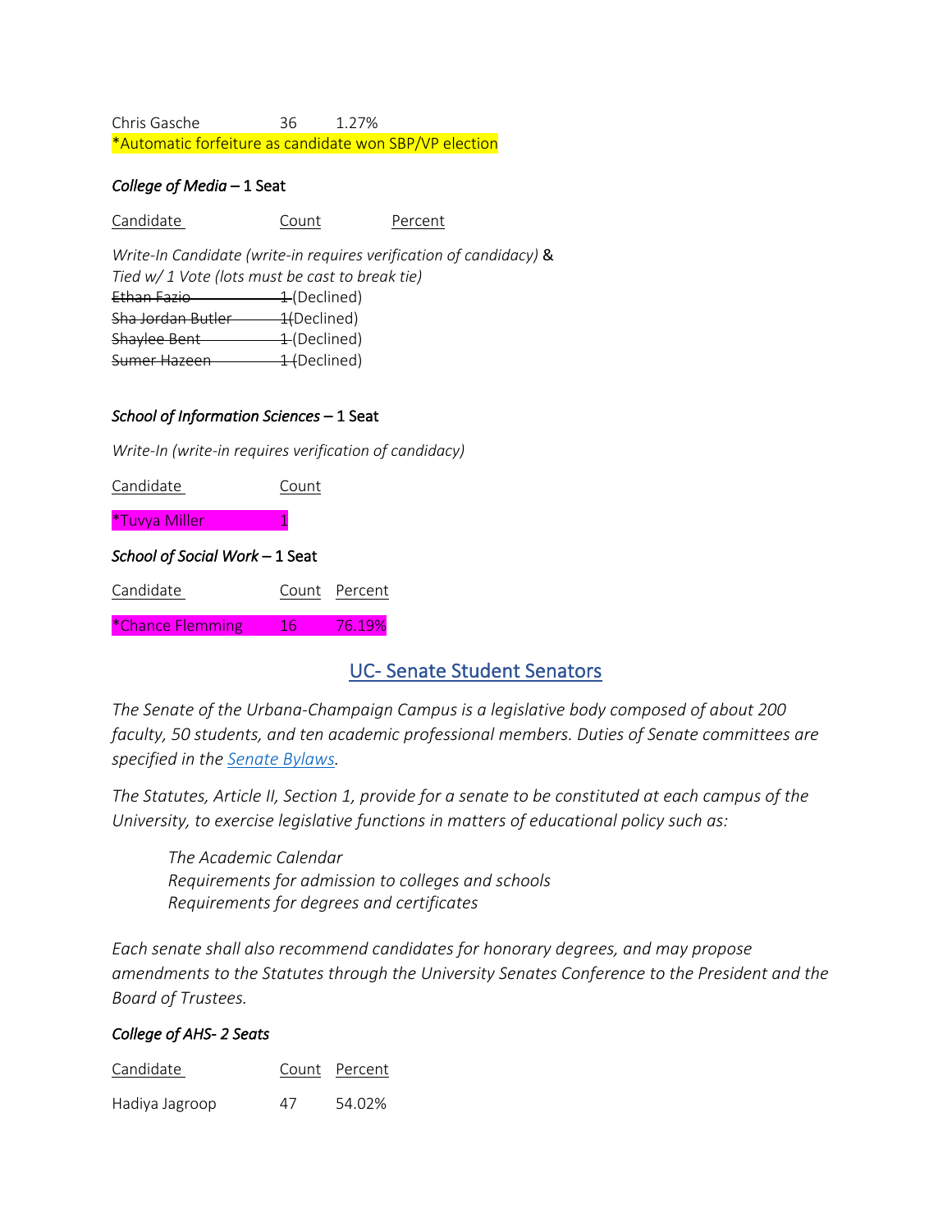| Chris Gasche | 36 | 1.27% |
|---|---|---|

*Automatic forfeiture as candidate won SBP/VP election

*College of Media* – 1 Seat

| Candidate | Count | Percent |
|---|---|---|

*Write-In Candidate (write-in requires verification of candidacy)* &
*Tied w/ 1 Vote (lots must be cast to break tie)*

| Candidate | Count | Status |
|---|---|---|
| ~~Ethan Fazio~~ | ~~1~~ | (Declined) |
| ~~Sha Jordan Butler~~ | ~~1~~ | (Declined) |
| ~~Shaylee Bent~~ | ~~1~~ | (Declined) |
| ~~Sumer Hazeen~~ | ~~1~~ | (Declined) |

*School of Information Sciences* – 1 Seat

*Write-In (write-in requires verification of candidacy)*

| Candidate | Count |
|---|---|
| *Tuvya Miller | 1 |

*School of Social Work* – 1 Seat

| Candidate | Count | Percent |
|---|---|---|
| *Chance Flemming | 16 | 76.19% |

## UC- Senate Student Senators

*The Senate of the Urbana-Champaign Campus is a legislative body composed of about 200 faculty, 50 students, and ten academic professional members. Duties of Senate committees are specified in the [Senate Bylaws](#).*

*The Statutes, Article II, Section 1, provide for a senate to be constituted at each campus of the University, to exercise legislative functions in matters of educational policy such as:*

> *The Academic Calendar*
> *Requirements for admission to colleges and schools*
> *Requirements for degrees and certificates*

*Each senate shall also recommend candidates for honorary degrees, and may propose amendments to the Statutes through the University Senates Conference to the President and the Board of Trustees.*

*College of AHS- 2 Seats*

| Candidate | Count | Percent |
|---|---|---|
| Hadiya Jagroop | 47 | 54.02% |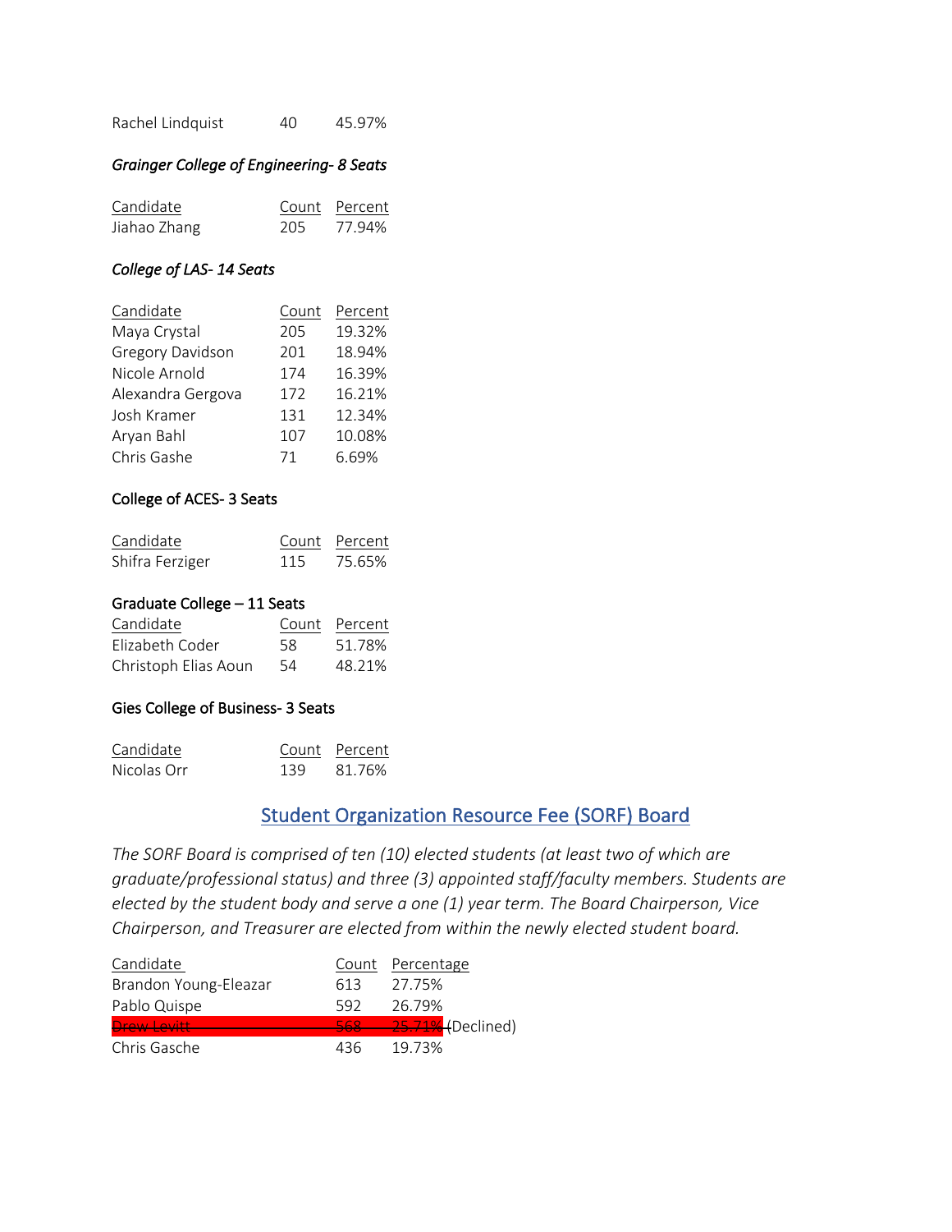| | | |
|---|---|---|
| Rachel Lindquist | 40 | 45.97% |

*Grainger College of Engineering- 8 Seats*

| Candidate | Count | Percent |
|---|---|---|
| Jiahao Zhang | 205 | 77.94% |

*College of LAS- 14 Seats*

| Candidate | Count | Percent |
|---|---|---|
| Maya Crystal | 205 | 19.32% |
| Gregory Davidson | 201 | 18.94% |
| Nicole Arnold | 174 | 16.39% |
| Alexandra Gergova | 172 | 16.21% |
| Josh Kramer | 131 | 12.34% |
| Aryan Bahl | 107 | 10.08% |
| Chris Gashe | 71 | 6.69% |

College of ACES- 3 Seats

| Candidate | Count | Percent |
|---|---|---|
| Shifra Ferziger | 115 | 75.65% |

Graduate College – 11 Seats

| Candidate | Count | Percent |
|---|---|---|
| Elizabeth Coder | 58 | 51.78% |
| Christoph Elias Aoun | 54 | 48.21% |

Gies College of Business- 3 Seats

| Candidate | Count | Percent |
|---|---|---|
| Nicolas Orr | 139 | 81.76% |

## Student Organization Resource Fee (SORF) Board

*The SORF Board is comprised of ten (10) elected students (at least two of which are graduate/professional status) and three (3) appointed staff/faculty members. Students are elected by the student body and serve a one (1) year term. The Board Chairperson, Vice Chairperson, and Treasurer are elected from within the newly elected student board.*

| Candidate | Count | Percentage |
|---|---|---|
| Brandon Young-Eleazar | 613 | 27.75% |
| Pablo Quispe | 592 | 26.79% |
| ~~Drew Levitt~~ | ~~568~~ | ~~25.71%~~ (Declined) |
| Chris Gasche | 436 | 19.73% |